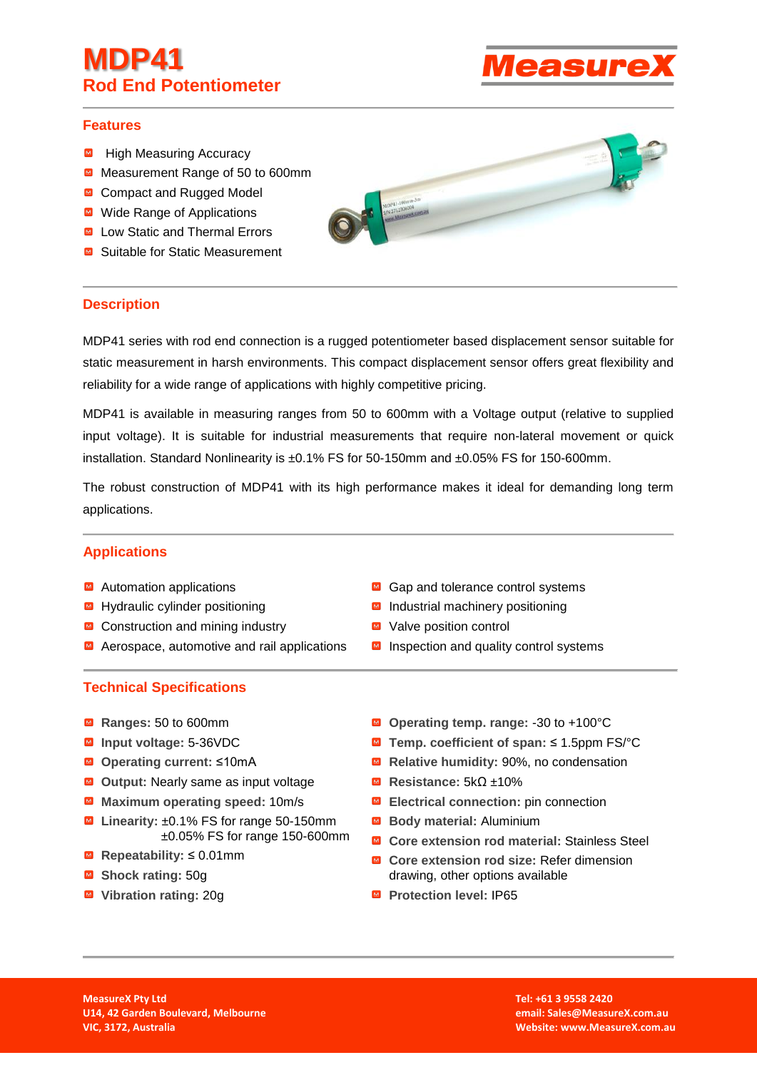# MDP41

## Rod End Potentiometer

MeasureX

### Features

- High Measuring Accuracy
- Measurement Range of 50 to 600mm
- Compact and Rugged Model
- Wide Range of Applications
- Low Static and Thermal Errors
- Suitable for Static Measurement

### Description

MDP41 series with rod end connection is a rugged potentiometer based displacement sensor suitable for static measurement in harsh environments. This compact displacement sensor offers great flexibility and reliability for a wide range of applications with highly competitive pricing.

MDP41 is available in measuring ranges from 50 to 600mm with a Voltage output (relative to supplied input voltage). It is suitable for industrial measurements that require non-lateral movement or quick installation. Standard Nonlinearity is ±0.1% FS for 50-150mm and ±0.05% FS for 150-600mm.

The robust construction of MDP41 with its high performance makes it ideal for demanding long term applications.

### Applications

- Automation applications
- Hydraulic cylinder positioning
- Construction and mining industry
- Aerospace, automotive and rail applications
- Gap and tolerance control systems
- Industrial machinery positioning
- Valve position control
- Inspection and quality control systems

### Technical Specifications

- **Ranges:** 50 to 600mm
- **Input voltage:** 5-36VDC
- **Operating current:** ≤10mA
- **Output:** Nearly same as input voltage
- **Maximum operating speed:** 10m/s
- **Linearity:** ±0.1% FS for range 50-150mm
  ±0.05% FS for range 150-600mm
- **Repeatability:** ≤ 0.01mm
- **Shock rating:** 50g
- **Vibration rating:** 20g
- **Operating temp. range:** -30 to +100°C
- **Temp. coefficient of span:** ≤ 1.5ppm FS/°C
- **Relative humidity:** 90%, no condensation
- **Resistance:** 5kΩ ±10%
- **Electrical connection:** pin connection
- **Body material:** Aluminium
- **Core extension rod material:** Stainless Steel
- **Core extension rod size:** Refer dimension drawing, other options available
- **Protection level:** IP65

MeasureX Pty Ltd
U14, 42 Garden Boulevard, Melbourne
VIC, 3172, Australia

Tel: +61 3 9558 2420
email: Sales@MeasureX.com.au
Website: www.MeasureX.com.au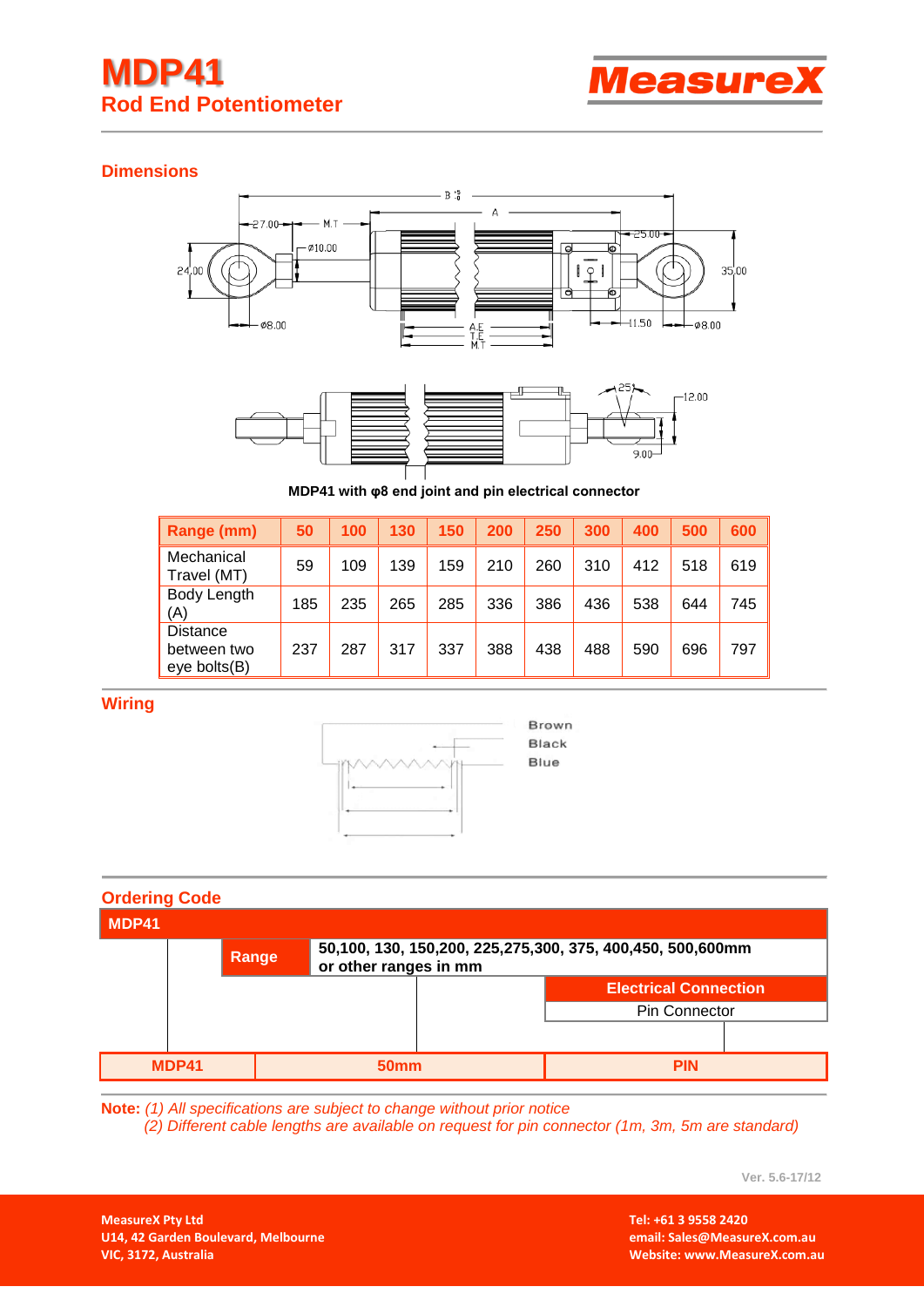# MDP41

## Rod End Potentiometer

### Dimensions

B
A
27.00
M.T
ø10.00
24.00
ø8.00
25.00
35.00
11.50
ø8.00
A.E
T.E
M.T
25
12.00
9.00

**MDP41 with φ8 end joint and pin electrical connector**

| Range (mm) | 50 | 100 | 130 | 150 | 200 | 250 | 300 | 400 | 500 | 600 |
|---|---|---|---|---|---|---|---|---|---|---|
| Mechanical Travel (MT) | 59 | 109 | 139 | 159 | 210 | 260 | 310 | 412 | 518 | 619 |
| Body Length (A) | 185 | 235 | 265 | 285 | 336 | 386 | 436 | 538 | 644 | 745 |
| Distance between two eye bolts(B) | 237 | 287 | 317 | 337 | 388 | 438 | 488 | 590 | 696 | 797 |

### Wiring

Brown
Black
Blue

### Ordering Code

**MDP41**

| | |
|---|---|
| **Range** | **50,100, 130, 150,200, 225,275,300, 375, 400,450, 500,600mm or other ranges in mm** |
| **Electrical Connection** | Pin Connector |

| MDP41 | 50mm | PIN |
|---|---|---|

**Note:** *(1) All specifications are subject to change without prior notice*
*(2) Different cable lengths are available on request for pin connector (1m, 3m, 5m are standard)*

Ver. 5.6-17/12

**MeasureX Pty Ltd**
**U14, 42 Garden Boulevard, Melbourne**
**VIC, 3172, Australia**

**Tel: +61 3 9558 2420**
**email: Sales@MeasureX.com.au**
**Website: www.MeasureX.com.au**